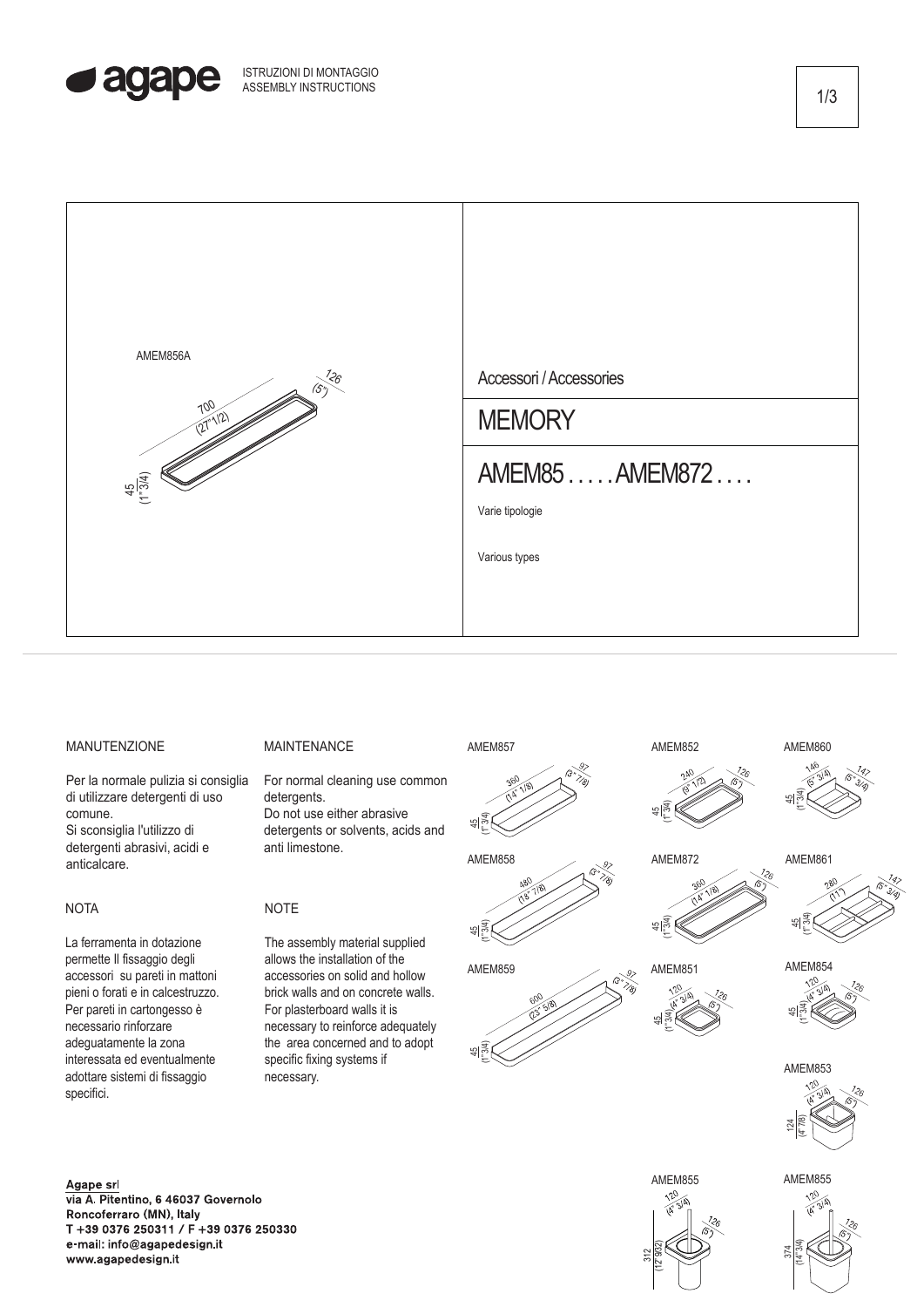ISTRUZIONI DI MONTAGGIO
ASSEMBLY INSTRUCTIONS

AMEM856A

700 (27"1/2) · 126 (5") · 45 (1"3/4)

Accessori / Accessories

# MEMORY

## AMEM85 . . . . . AMEM872 . . . .

Varie tipologie

Various types

## MANUTENZIONE

Per la normale pulizia si consiglia di utilizzare detergenti di uso comune.
Si sconsiglia l'utilizzo di detergenti abrasivi, acidi e anticalcare.

## MAINTENANCE

For normal cleaning use common detergents.
Do not use either abrasive detergents or solvents, acids and anti limestone.

## NOTA

La ferramenta in dotazione permette Il fissaggio degli accessori su pareti in mattoni pieni o forati e in calcestruzzo. Per pareti in cartongesso è necessario rinforzare adeguatamente la zona interessata ed eventualmente adottare sistemi di fissaggio specifici.

## NOTE

The assembly material supplied allows the installation of the accessories on solid and hollow brick walls and on concrete walls. For plasterboard walls it is necessary to reinforce adequately the area concerned and to adopt specific fixing systems if necessary.

AMEM857 — 360 (14" 1/8) · 97 (3" 7/8) · 45 (1"3/4)

AMEM852 — 240 (9" 1/2) · 126 (5") · 45 (1"3/4)

AMEM860 — 146 (5" 3/4) · 147 (5" 3/4) · 45 (1"3/4)

AMEM858 — 480 (18" 7/8) · 97 (3" 7/8) · 45 (1"3/4)

AMEM872 — 360 (14" 1/8) · 126 (5") · 45 (1"3/4)

AMEM861 — 280 (11") · 147 (5" 3/4) · 45 (1"3/4)

AMEM859 — 600 (23" 5/8) · 97 (3" 7/8) · 45 (1"3/4)

AMEM851 — 120 (4" 3/4) · 126 (5") · 45 (1"3/4)

AMEM854 — 120 (4" 3/4) · 126 (5") · 45 (1"3/4)

AMEM853 — 120 (4" 3/4) · 126 (5") · 124 (4"7/8)

AMEM855 — 120 (4" 3/4) · 126 (5") · 312 (12" 9/32)

AMEM855 — 120 (4" 3/4) · 126 (5") · 374 (14"3/4)

Agape srl
via A. Pitentino, 6 46037 Governolo
Roncoferraro (MN), Italy
T +39 0376 250311 / F +39 0376 250330
e-mail: info@agapedesign.it
www.agapedesign.it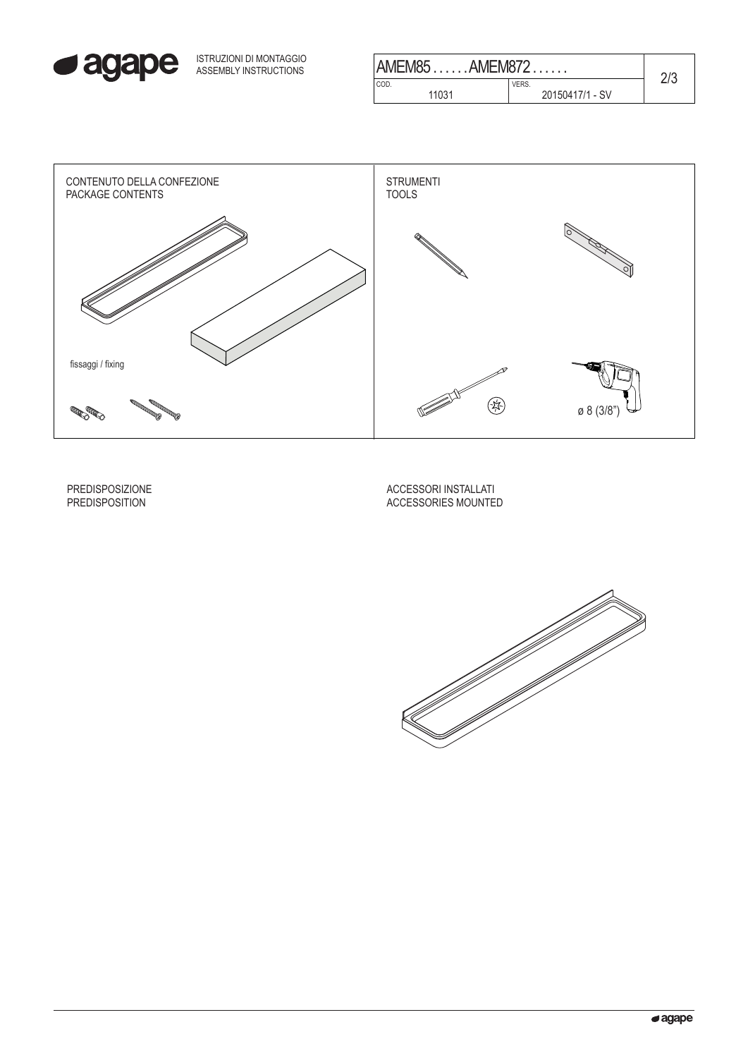ISTRUZIONI DI MONTAGGIO
ASSEMBLY INSTRUCTIONS

| AMEM85 . . . . . . AMEM872 . . . . . . | |
|---|---|
| COD. 11031 | VERS. 20150417/1 - SV |

CONTENUTO DELLA CONFEZIONE
PACKAGE CONTENTS

fissaggi / fixing

STRUMENTI
TOOLS

ø 8 (3/8")

PREDISPOSIZIONE
PREDISPOSITION

ACCESSORI INSTALLATI
ACCESSORIES MOUNTED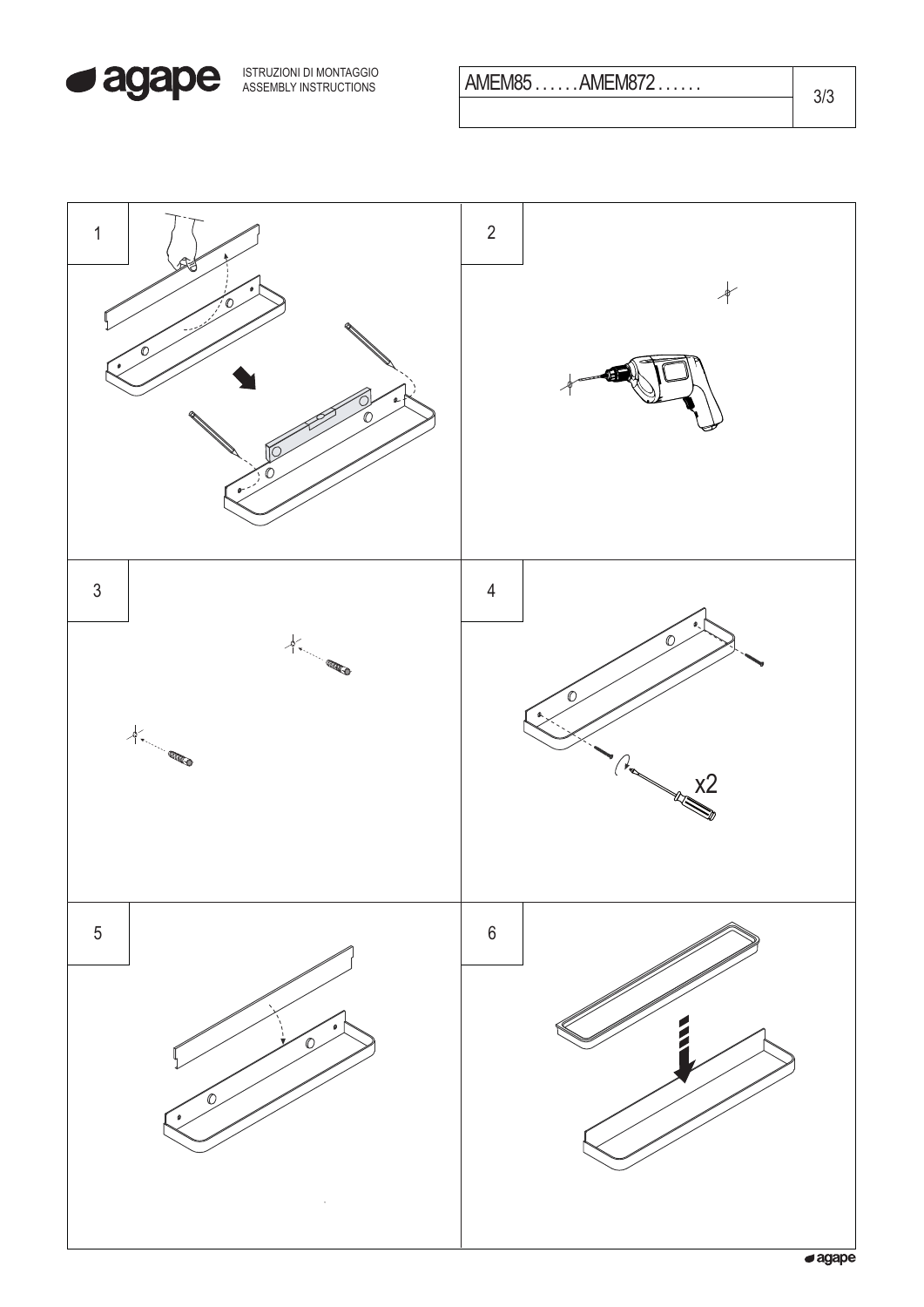ISTRUZIONI DI MONTAGGIO
ASSEMBLY INSTRUCTIONS

AMEM85 . . . . . . AMEM872 . . . . . .

1

2

3

4

x2

5

6